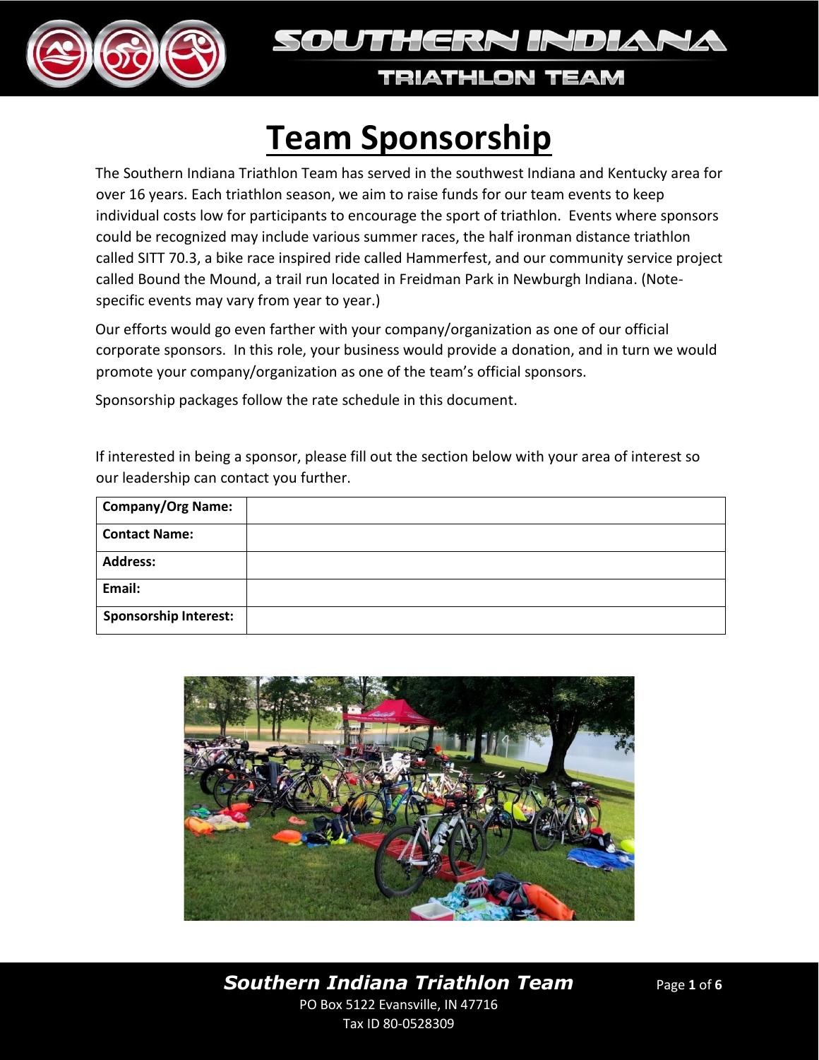# Team Sponsorship

The Southern Indiana Triathlon Team has served in the southwest Indiana and Kentucky area for over 16 years. Each triathlon season, we aim to raise funds for our team events to keep individual costs low for participants to encourage the sport of triathlon. Events where sponsors could be recognized may include various summer races, the half ironman distance triathlon called SITT 70.3, a bike race inspired ride called Hammerfest, and our community service project called Bound the Mound, a trail run located in Freidman Park in Newburgh Indiana. (Note- specific events may vary from year to year.)

Our efforts would go even farther with your company/organization as one of our official corporate sponsors. In this role, your business would provide a donation, and in turn we would promote your company/organization as one of the team's official sponsors.

Sponsorship packages follow the rate schedule in this document.

If interested in being a sponsor, please fill out the section below with your area of interest so our leadership can contact you further.

| | |
|---|---|
| **Company/Org Name:** | |
| **Contact Name:** | |
| **Address:** | |
| **Email:** | |
| **Sponsorship Interest:** | |

***Southern Indiana Triathlon Team***

PO Box 5122 Evansville, IN 47716

Tax ID 80-0528309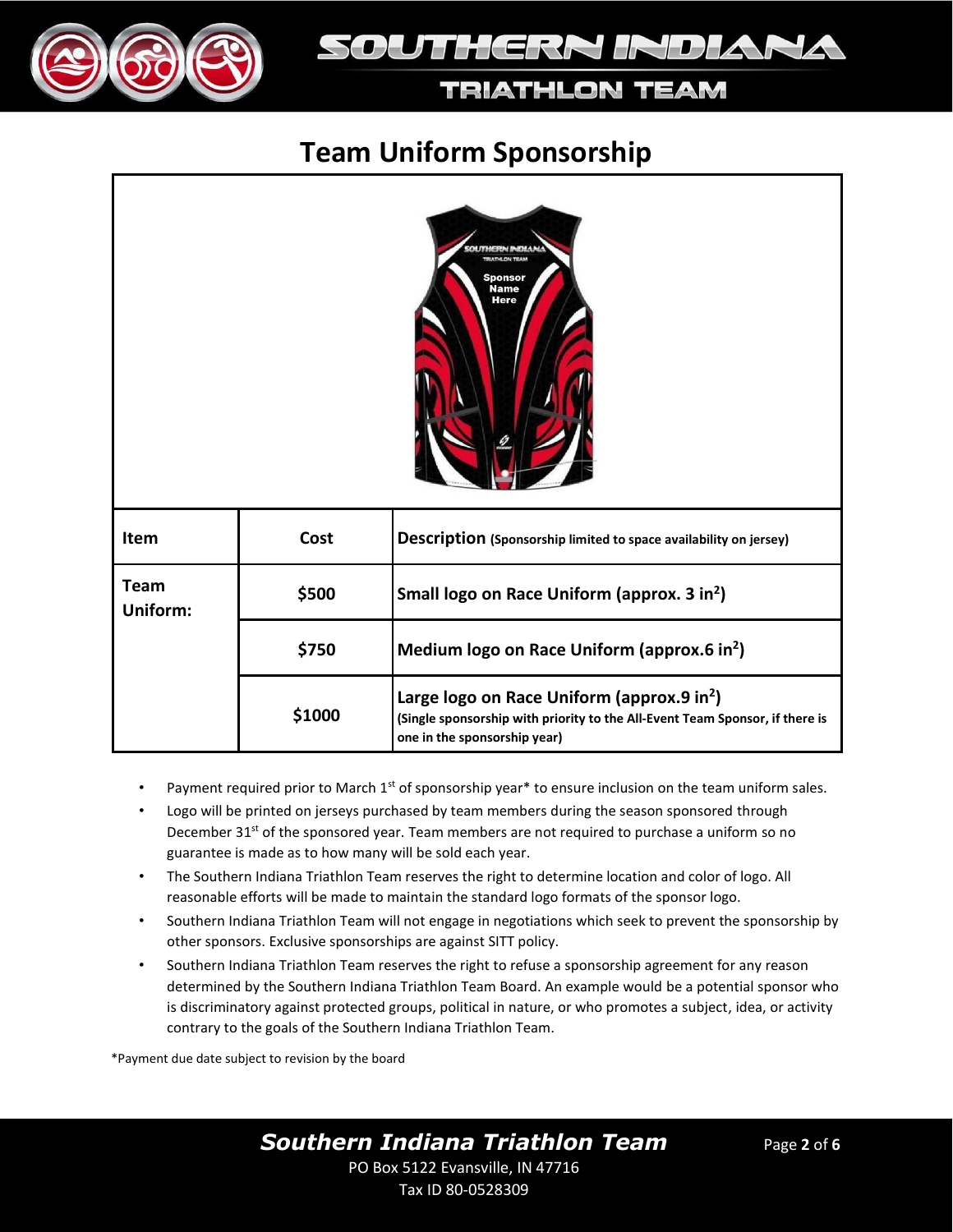# Team Uniform Sponsorship

| Item | Cost | Description (Sponsorship limited to space availability on jersey) |
|---|---|---|
| Team Uniform: | $500 | Small logo on Race Uniform (approx. 3 $in^2$) |
| | $750 | Medium logo on Race Uniform (approx.6 $in^2$) |
| | $1000 | Large logo on Race Uniform (approx.9 $in^2$) (Single sponsorship with priority to the All-Event Team Sponsor, if there is one in the sponsorship year) |

- Payment required prior to March 1st of sponsorship year* to ensure inclusion on the team uniform sales.
- Logo will be printed on jerseys purchased by team members during the season sponsored through December 31st of the sponsored year. Team members are not required to purchase a uniform so no guarantee is made as to how many will be sold each year.
- The Southern Indiana Triathlon Team reserves the right to determine location and color of logo. All reasonable efforts will be made to maintain the standard logo formats of the sponsor logo.
- Southern Indiana Triathlon Team will not engage in negotiations which seek to prevent the sponsorship by other sponsors. Exclusive sponsorships are against SITT policy.
- Southern Indiana Triathlon Team reserves the right to refuse a sponsorship agreement for any reason determined by the Southern Indiana Triathlon Team Board. An example would be a potential sponsor who is discriminatory against protected groups, political in nature, or who promotes a subject, idea, or activity contrary to the goals of the Southern Indiana Triathlon Team.

*Payment due date subject to revision by the board

***Southern Indiana Triathlon Team***

PO Box 5122 Evansville, IN 47716

Tax ID 80-0528309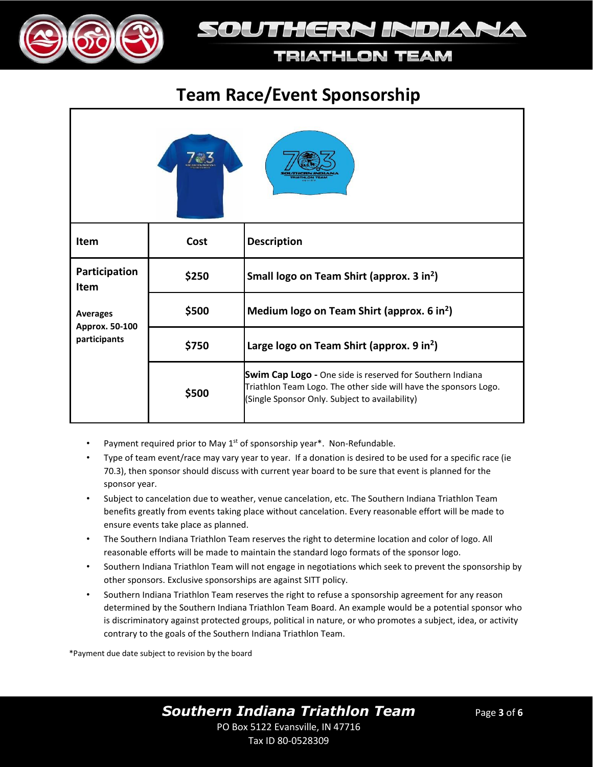# Team Race/Event Sponsorship

| Item | Cost | Description |
| --- | --- | --- |
| **Participation Item**<br><br>**Averages Approx. 50-100 participants** | **$250** | **Small logo on Team Shirt (approx. 3 in$^2$)** |
| | **$500** | **Medium logo on Team Shirt (approx. 6 in$^2$)** |
| | **$750** | **Large logo on Team Shirt (approx. 9 in$^2$)** |
| | **$500** | **Swim Cap Logo -** One side is reserved for Southern Indiana Triathlon Team Logo. The other side will have the sponsors Logo. (Single Sponsor Only. Subject to availability) |

- Payment required prior to May 1st of sponsorship year*. Non-Refundable.
- Type of team event/race may vary year to year. If a donation is desired to be used for a specific race (ie 70.3), then sponsor should discuss with current year board to be sure that event is planned for the sponsor year.
- Subject to cancelation due to weather, venue cancelation, etc. The Southern Indiana Triathlon Team benefits greatly from events taking place without cancelation. Every reasonable effort will be made to ensure events take place as planned.
- The Southern Indiana Triathlon Team reserves the right to determine location and color of logo. All reasonable efforts will be made to maintain the standard logo formats of the sponsor logo.
- Southern Indiana Triathlon Team will not engage in negotiations which seek to prevent the sponsorship by other sponsors. Exclusive sponsorships are against SITT policy.
- Southern Indiana Triathlon Team reserves the right to refuse a sponsorship agreement for any reason determined by the Southern Indiana Triathlon Team Board. An example would be a potential sponsor who is discriminatory against protected groups, political in nature, or who promotes a subject, idea, or activity contrary to the goals of the Southern Indiana Triathlon Team.

*Payment due date subject to revision by the board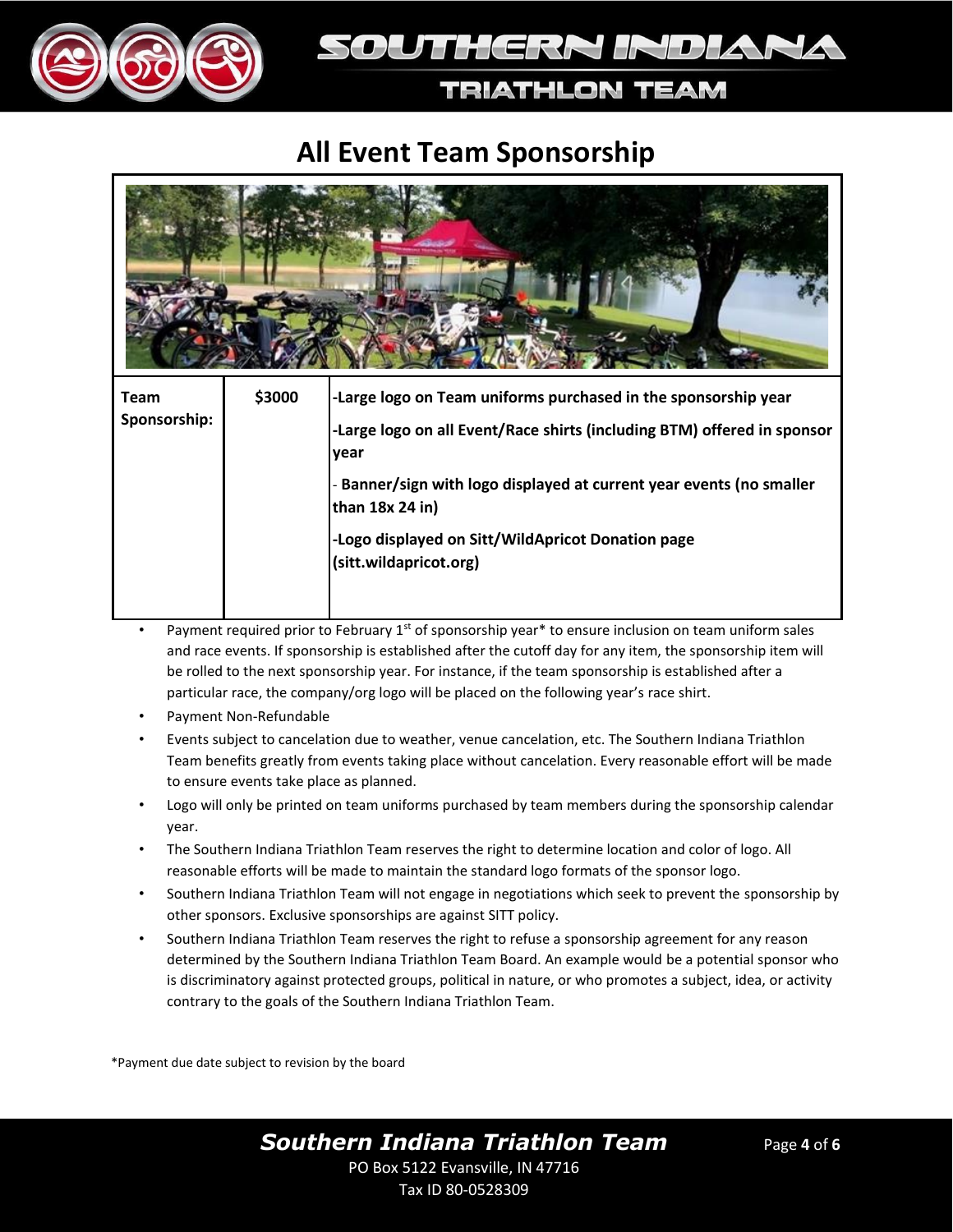# All Event Team Sponsorship

| Team Sponsorship: | $3000 | -Large logo on Team uniforms purchased in the sponsorship year<br><br>-Large logo on all Event/Race shirts (including BTM) offered in sponsor year<br><br>- Banner/sign with logo displayed at current year events (no smaller than 18x 24 in)<br><br>-Logo displayed on Sitt/WildApricot Donation page (sitt.wildapricot.org) |
|---|---|---|

- Payment required prior to February 1st of sponsorship year* to ensure inclusion on team uniform sales and race events. If sponsorship is established after the cutoff day for any item, the sponsorship item will be rolled to the next sponsorship year. For instance, if the team sponsorship is established after a particular race, the company/org logo will be placed on the following year's race shirt.
- Payment Non-Refundable
- Events subject to cancelation due to weather, venue cancelation, etc. The Southern Indiana Triathlon Team benefits greatly from events taking place without cancelation. Every reasonable effort will be made to ensure events take place as planned.
- Logo will only be printed on team uniforms purchased by team members during the sponsorship calendar year.
- The Southern Indiana Triathlon Team reserves the right to determine location and color of logo. All reasonable efforts will be made to maintain the standard logo formats of the sponsor logo.
- Southern Indiana Triathlon Team will not engage in negotiations which seek to prevent the sponsorship by other sponsors. Exclusive sponsorships are against SITT policy.
- Southern Indiana Triathlon Team reserves the right to refuse a sponsorship agreement for any reason determined by the Southern Indiana Triathlon Team Board. An example would be a potential sponsor who is discriminatory against protected groups, political in nature, or who promotes a subject, idea, or activity contrary to the goals of the Southern Indiana Triathlon Team.

*Payment due date subject to revision by the board

**Southern Indiana Triathlon Team**
PO Box 5122 Evansville, IN 47716
Tax ID 80-0528309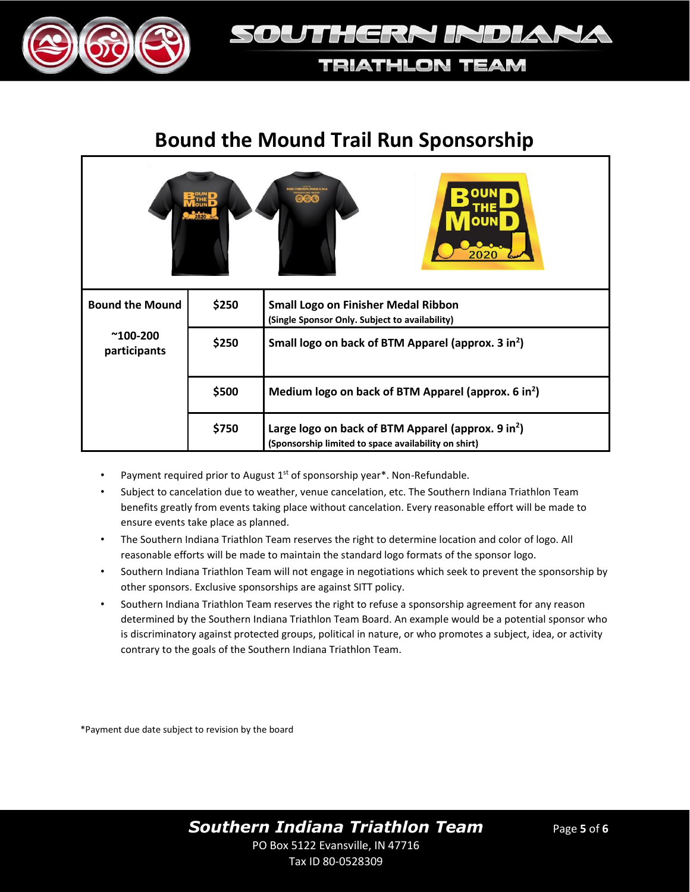# Bound the Mound Trail Run Sponsorship

| Bound the Mound ~100-200 participants | $250 | **Small Logo on Finisher Medal Ribbon** (Single Sponsor Only. Subject to availability) |
|---|---|---|
| | $250 | **Small logo on back of BTM Apparel (approx. 3 $in^2$)** |
| | $500 | **Medium logo on back of BTM Apparel (approx. 6 $in^2$)** |
| | $750 | **Large logo on back of BTM Apparel (approx. 9 $in^2$)** (Sponsorship limited to space availability on shirt) |

- Payment required prior to August 1st of sponsorship year*. Non-Refundable.
- Subject to cancelation due to weather, venue cancelation, etc. The Southern Indiana Triathlon Team benefits greatly from events taking place without cancelation. Every reasonable effort will be made to ensure events take place as planned.
- The Southern Indiana Triathlon Team reserves the right to determine location and color of logo. All reasonable efforts will be made to maintain the standard logo formats of the sponsor logo.
- Southern Indiana Triathlon Team will not engage in negotiations which seek to prevent the sponsorship by other sponsors. Exclusive sponsorships are against SITT policy.
- Southern Indiana Triathlon Team reserves the right to refuse a sponsorship agreement for any reason determined by the Southern Indiana Triathlon Team Board. An example would be a potential sponsor who is discriminatory against protected groups, political in nature, or who promotes a subject, idea, or activity contrary to the goals of the Southern Indiana Triathlon Team.

*Payment due date subject to revision by the board

***Southern Indiana Triathlon Team***

PO Box 5122 Evansville, IN 47716

Tax ID 80-0528309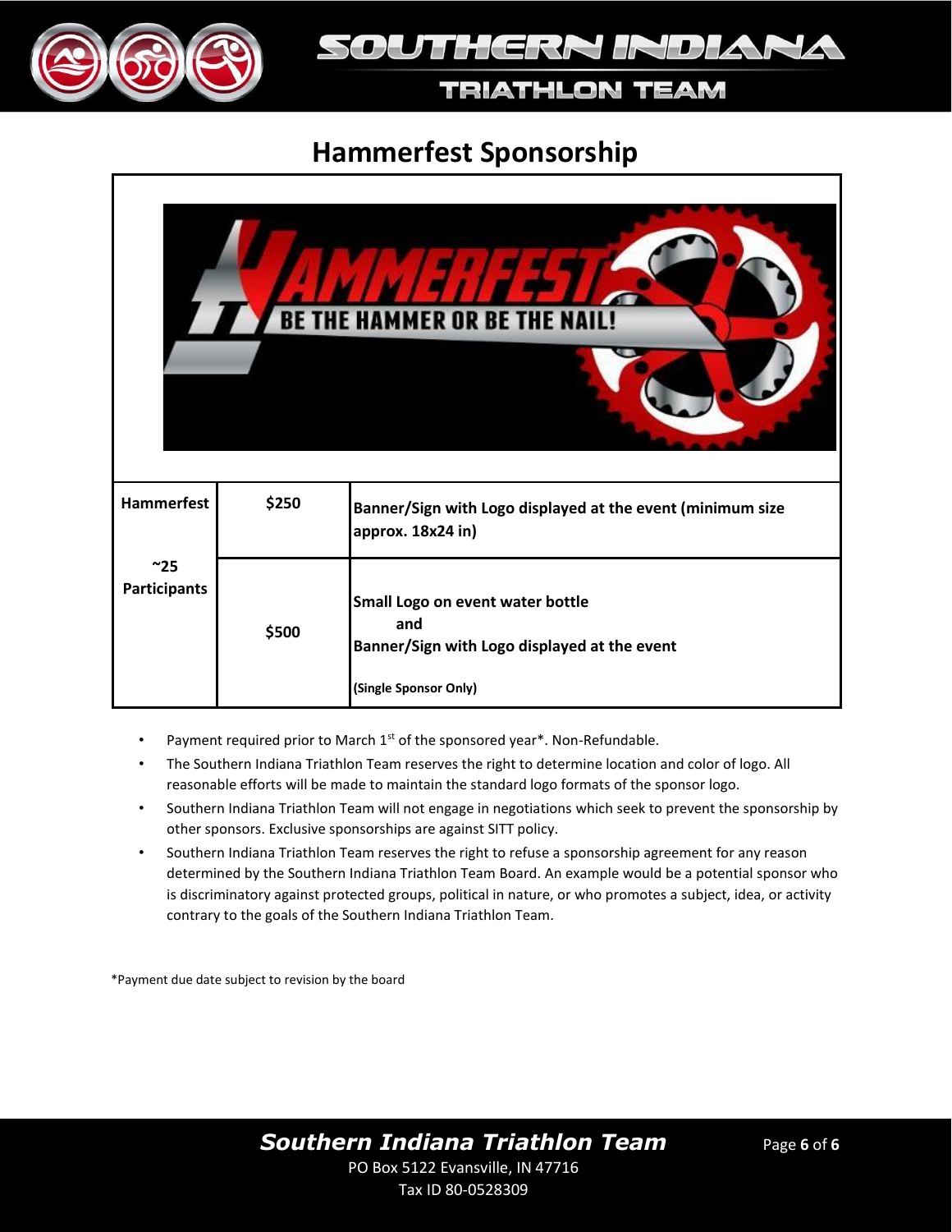# Hammerfest Sponsorship

| | | |
|---|---|---|
| **Hammerfest**<br><br>**~25 Participants** | **$250** | **Banner/Sign with Logo displayed at the event (minimum size approx. 18x24 in)** |
| | **$500** | **Small Logo on event water bottle**<br>**and**<br>**Banner/Sign with Logo displayed at the event**<br><br>**(Single Sponsor Only)** |

- Payment required prior to March 1st of the sponsored year*. Non-Refundable.
- The Southern Indiana Triathlon Team reserves the right to determine location and color of logo. All reasonable efforts will be made to maintain the standard logo formats of the sponsor logo.
- Southern Indiana Triathlon Team will not engage in negotiations which seek to prevent the sponsorship by other sponsors. Exclusive sponsorships are against SITT policy.
- Southern Indiana Triathlon Team reserves the right to refuse a sponsorship agreement for any reason determined by the Southern Indiana Triathlon Team Board. An example would be a potential sponsor who is discriminatory against protected groups, political in nature, or who promotes a subject, idea, or activity contrary to the goals of the Southern Indiana Triathlon Team.

*Payment due date subject to revision by the board

***Southern Indiana Triathlon Team***

PO Box 5122 Evansville, IN 47716

Tax ID 80-0528309